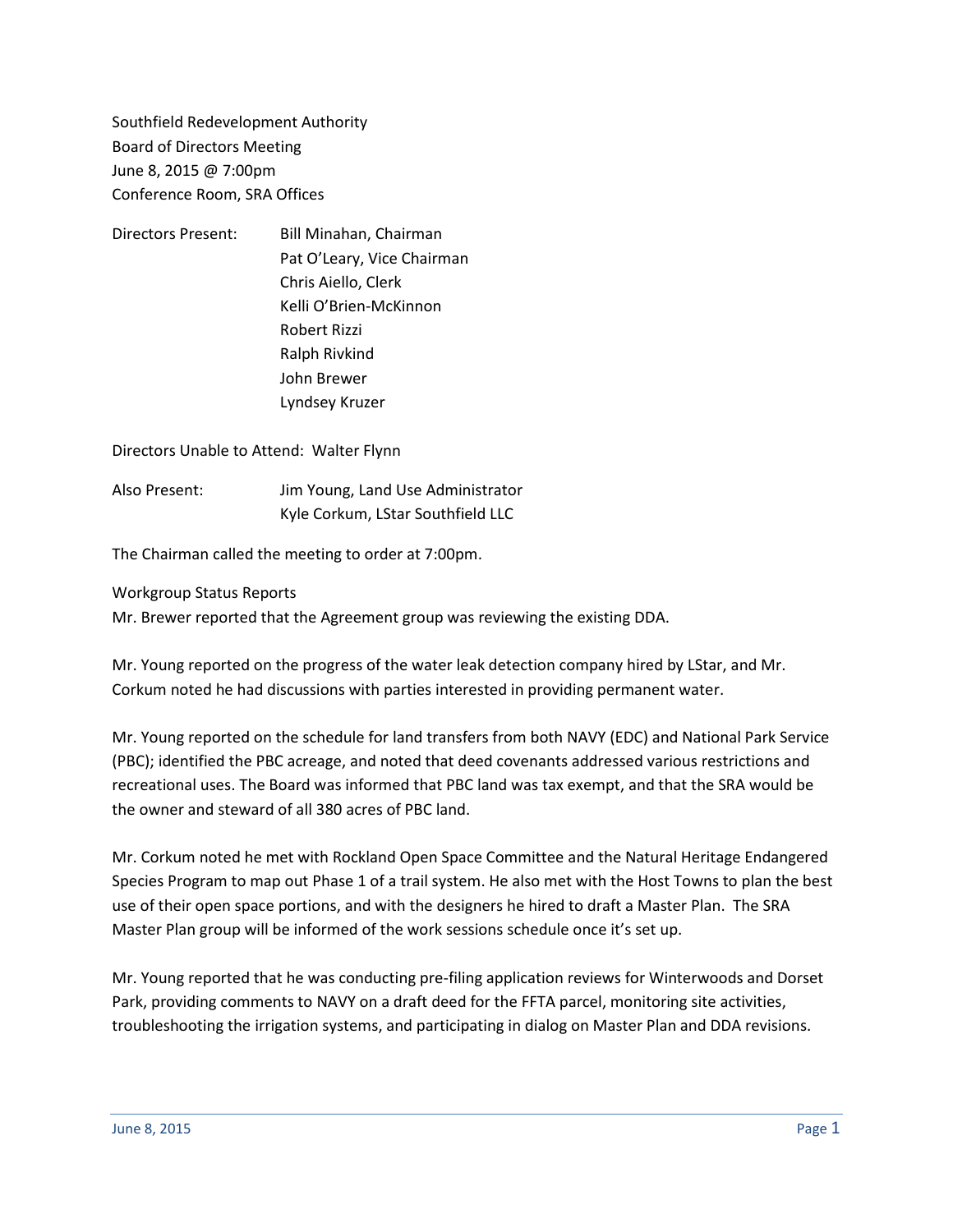Southfield Redevelopment Authority
Board of Directors Meeting
June 8, 2015 @ 7:00pm
Conference Room, SRA Offices

Directors Present: Bill Minahan, Chairman
Pat O'Leary, Vice Chairman
Chris Aiello, Clerk
Kelli O'Brien-McKinnon
Robert Rizzi
Ralph Rivkind
John Brewer
Lyndsey Kruzer

Directors Unable to Attend: Walter Flynn

Also Present: Jim Young, Land Use Administrator
Kyle Corkum, LStar Southfield LLC

The Chairman called the meeting to order at 7:00pm.

Workgroup Status Reports
Mr. Brewer reported that the Agreement group was reviewing the existing DDA.

Mr. Young reported on the progress of the water leak detection company hired by LStar, and Mr. Corkum noted he had discussions with parties interested in providing permanent water.

Mr. Young reported on the schedule for land transfers from both NAVY (EDC) and National Park Service (PBC); identified the PBC acreage, and noted that deed covenants addressed various restrictions and recreational uses. The Board was informed that PBC land was tax exempt, and that the SRA would be the owner and steward of all 380 acres of PBC land.

Mr. Corkum noted he met with Rockland Open Space Committee and the Natural Heritage Endangered Species Program to map out Phase 1 of a trail system. He also met with the Host Towns to plan the best use of their open space portions, and with the designers he hired to draft a Master Plan. The SRA Master Plan group will be informed of the work sessions schedule once it's set up.

Mr. Young reported that he was conducting pre-filing application reviews for Winterwoods and Dorset Park, providing comments to NAVY on a draft deed for the FFTA parcel, monitoring site activities, troubleshooting the irrigation systems, and participating in dialog on Master Plan and DDA revisions.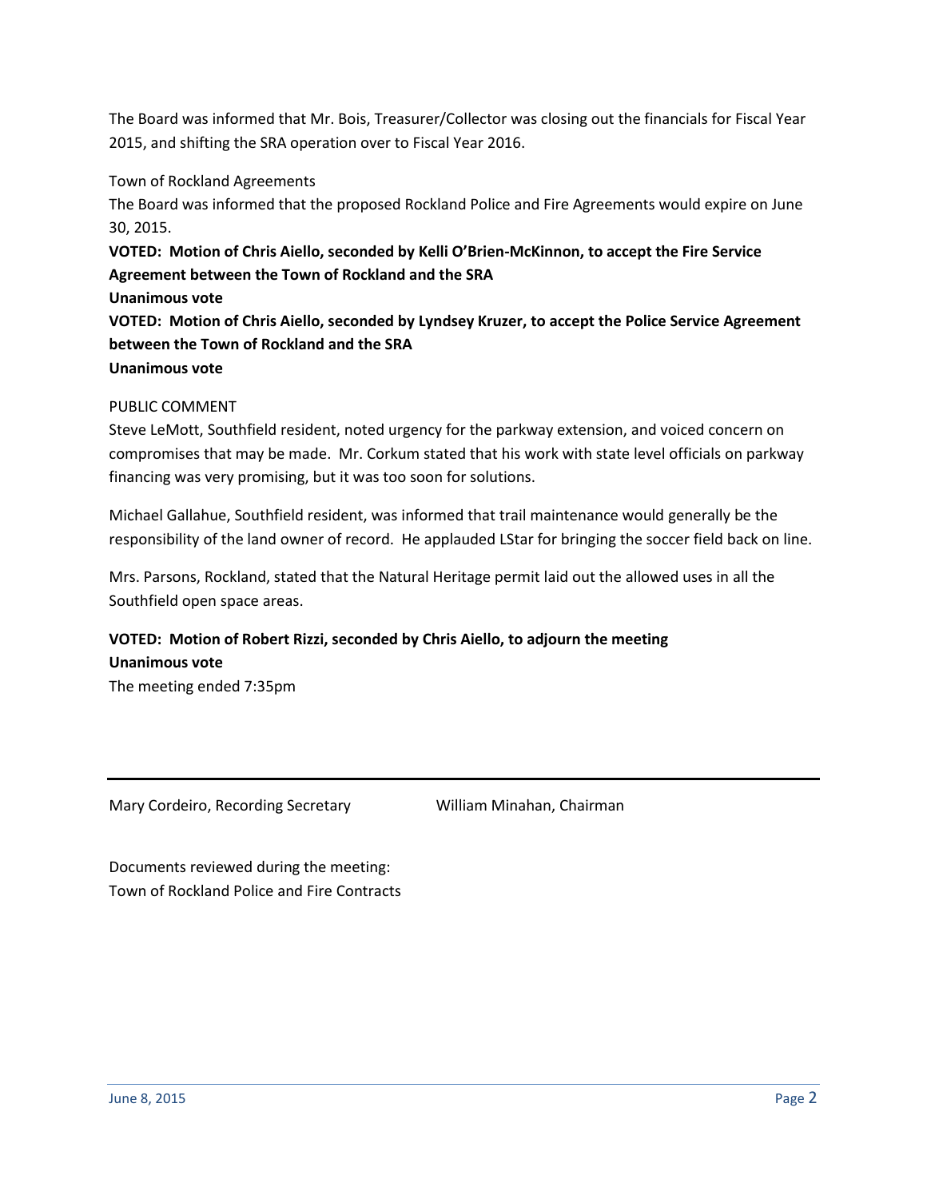The Board was informed that Mr. Bois, Treasurer/Collector was closing out the financials for Fiscal Year 2015, and shifting the SRA operation over to Fiscal Year 2016.

Town of Rockland Agreements

The Board was informed that the proposed Rockland Police and Fire Agreements would expire on June 30, 2015.

**VOTED: Motion of Chris Aiello, seconded by Kelli O'Brien-McKinnon, to accept the Fire Service Agreement between the Town of Rockland and the SRA**

**Unanimous vote**

**VOTED: Motion of Chris Aiello, seconded by Lyndsey Kruzer, to accept the Police Service Agreement between the Town of Rockland and the SRA**

**Unanimous vote**

PUBLIC COMMENT

Steve LeMott, Southfield resident, noted urgency for the parkway extension, and voiced concern on compromises that may be made. Mr. Corkum stated that his work with state level officials on parkway financing was very promising, but it was too soon for solutions.

Michael Gallahue, Southfield resident, was informed that trail maintenance would generally be the responsibility of the land owner of record. He applauded LStar for bringing the soccer field back on line.

Mrs. Parsons, Rockland, stated that the Natural Heritage permit laid out the allowed uses in all the Southfield open space areas.

**VOTED: Motion of Robert Rizzi, seconded by Chris Aiello, to adjourn the meeting**

**Unanimous vote**

The meeting ended 7:35pm

---

Mary Cordeiro, Recording Secretary  William Minahan, Chairman

Documents reviewed during the meeting:

Town of Rockland Police and Fire Contracts